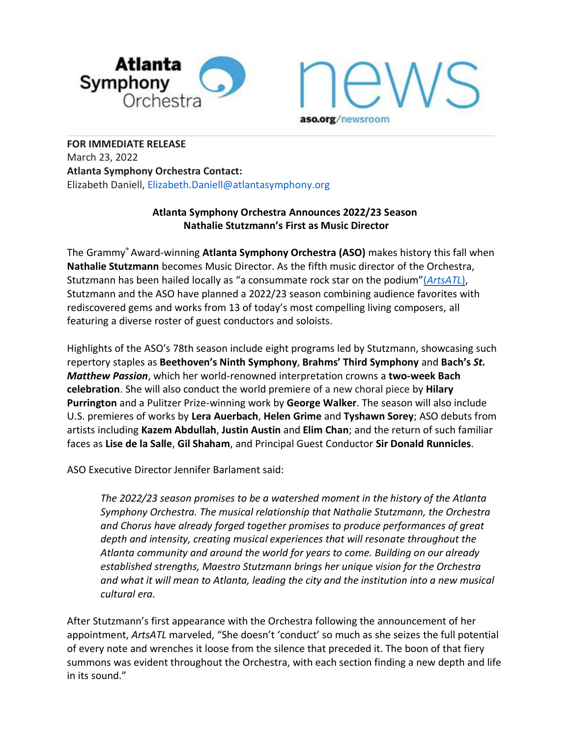Atlanta Symphony Orchestra

news

aso.org/newsroom

**FOR IMMEDIATE RELEASE**
March 23, 2022
**Atlanta Symphony Orchestra Contact:**
Elizabeth Daniell, Elizabeth.Daniell@atlantasymphony.org

## Atlanta Symphony Orchestra Announces 2022/23 Season
## Nathalie Stutzmann's First as Music Director

The Grammy® Award-winning **Atlanta Symphony Orchestra (ASO)** makes history this fall when **Nathalie Stutzmann** becomes Music Director. As the fifth music director of the Orchestra, Stutzmann has been hailed locally as "a consummate rock star on the podium"(*ArtsATL*), Stutzmann and the ASO have planned a 2022/23 season combining audience favorites with rediscovered gems and works from 13 of today's most compelling living composers, all featuring a diverse roster of guest conductors and soloists.

Highlights of the ASO's 78th season include eight programs led by Stutzmann, showcasing such repertory staples as **Beethoven's Ninth Symphony**, **Brahms' Third Symphony** and **Bach's *St. Matthew Passion***, which her world-renowned interpretation crowns a **two-week Bach celebration**. She will also conduct the world premiere of a new choral piece by **Hilary Purrington** and a Pulitzer Prize-winning work by **George Walker**. The season will also include U.S. premieres of works by **Lera Auerbach**, **Helen Grime** and **Tyshawn Sorey**; ASO debuts from artists including **Kazem Abdullah**, **Justin Austin** and **Elim Chan**; and the return of such familiar faces as **Lise de la Salle**, **Gil Shaham**, and Principal Guest Conductor **Sir Donald Runnicles**.

ASO Executive Director Jennifer Barlament said:

> *The 2022/23 season promises to be a watershed moment in the history of the Atlanta Symphony Orchestra. The musical relationship that Nathalie Stutzmann, the Orchestra and Chorus have already forged together promises to produce performances of great depth and intensity, creating musical experiences that will resonate throughout the Atlanta community and around the world for years to come. Building on our already established strengths, Maestro Stutzmann brings her unique vision for the Orchestra and what it will mean to Atlanta, leading the city and the institution into a new musical cultural era.*

After Stutzmann's first appearance with the Orchestra following the announcement of her appointment, *ArtsATL* marveled, "She doesn't 'conduct' so much as she seizes the full potential of every note and wrenches it loose from the silence that preceded it. The boon of that fiery summons was evident throughout the Orchestra, with each section finding a new depth and life in its sound."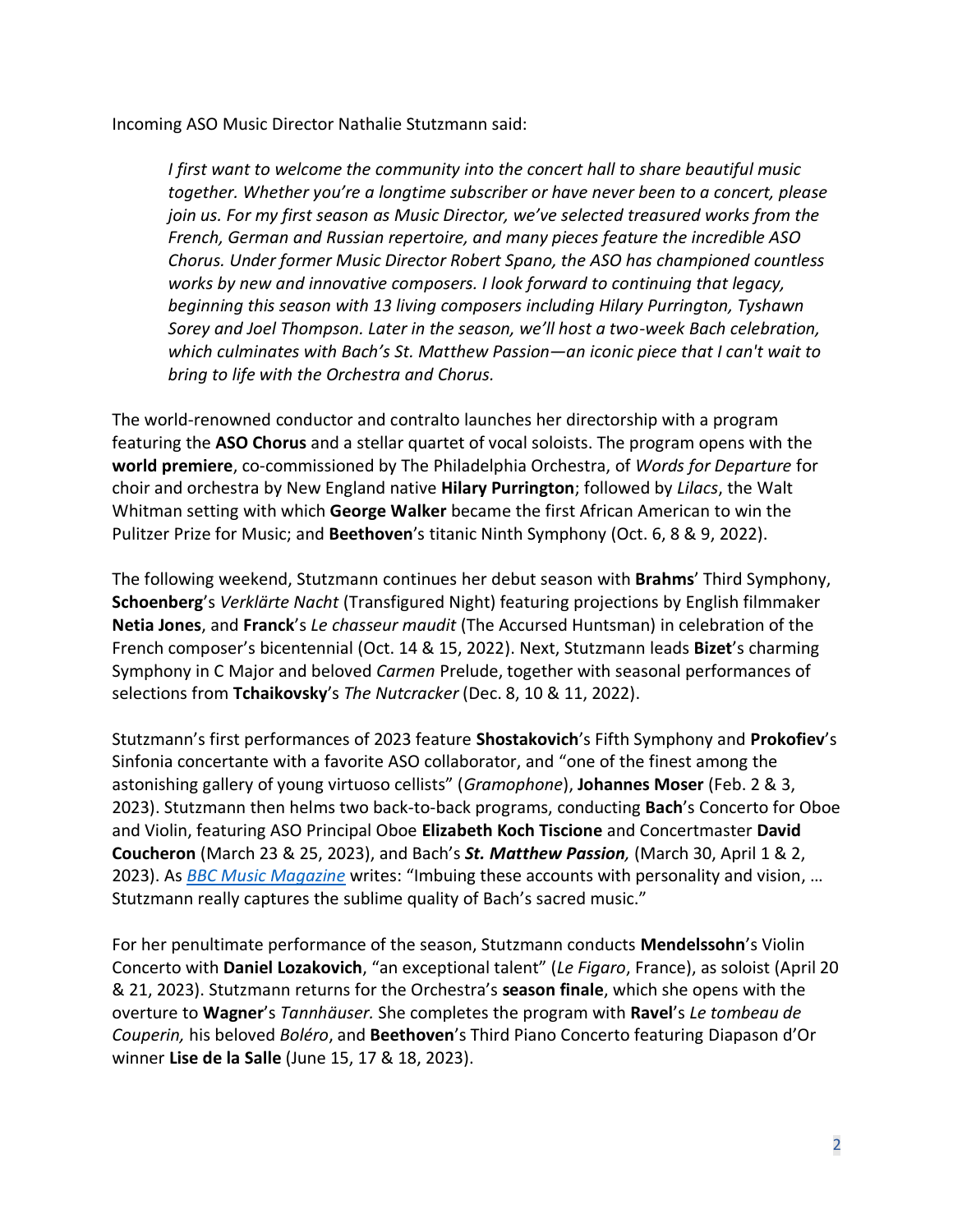Incoming ASO Music Director Nathalie Stutzmann said:

> *I first want to welcome the community into the concert hall to share beautiful music together. Whether you're a longtime subscriber or have never been to a concert, please join us. For my first season as Music Director, we've selected treasured works from the French, German and Russian repertoire, and many pieces feature the incredible ASO Chorus. Under former Music Director Robert Spano, the ASO has championed countless works by new and innovative composers. I look forward to continuing that legacy, beginning this season with 13 living composers including Hilary Purrington, Tyshawn Sorey and Joel Thompson. Later in the season, we'll host a two-week Bach celebration, which culminates with Bach's St. Matthew Passion—an iconic piece that I can't wait to bring to life with the Orchestra and Chorus.*

The world-renowned conductor and contralto launches her directorship with a program featuring the **ASO Chorus** and a stellar quartet of vocal soloists. The program opens with the **world premiere**, co-commissioned by The Philadelphia Orchestra, of *Words for Departure* for choir and orchestra by New England native **Hilary Purrington**; followed by *Lilacs*, the Walt Whitman setting with which **George Walker** became the first African American to win the Pulitzer Prize for Music; and **Beethoven**'s titanic Ninth Symphony (Oct. 6, 8 & 9, 2022).

The following weekend, Stutzmann continues her debut season with **Brahms**' Third Symphony, **Schoenberg**'s *Verklärte Nacht* (Transfigured Night) featuring projections by English filmmaker **Netia Jones**, and **Franck**'s *Le chasseur maudit* (The Accursed Huntsman) in celebration of the French composer's bicentennial (Oct. 14 & 15, 2022). Next, Stutzmann leads **Bizet**'s charming Symphony in C Major and beloved *Carmen* Prelude, together with seasonal performances of selections from **Tchaikovsky**'s *The Nutcracker* (Dec. 8, 10 & 11, 2022).

Stutzmann's first performances of 2023 feature **Shostakovich**'s Fifth Symphony and **Prokofiev**'s Sinfonia concertante with a favorite ASO collaborator, and "one of the finest among the astonishing gallery of young virtuoso cellists" (*Gramophone*), **Johannes Moser** (Feb. 2 & 3, 2023). Stutzmann then helms two back-to-back programs, conducting **Bach**'s Concerto for Oboe and Violin, featuring ASO Principal Oboe **Elizabeth Koch Tiscione** and Concertmaster **David Coucheron** (March 23 & 25, 2023), and Bach's ***St. Matthew Passion**,* (March 30, April 1 & 2, 2023). As *BBC Music Magazine* writes: "Imbuing these accounts with personality and vision, … Stutzmann really captures the sublime quality of Bach's sacred music."

For her penultimate performance of the season, Stutzmann conducts **Mendelssohn**'s Violin Concerto with **Daniel Lozakovich**, "an exceptional talent" (*Le Figaro*, France), as soloist (April 20 & 21, 2023). Stutzmann returns for the Orchestra's **season finale**, which she opens with the overture to **Wagner**'s *Tannhäuser.* She completes the program with **Ravel**'s *Le tombeau de Couperin,* his beloved *Boléro*, and **Beethoven**'s Third Piano Concerto featuring Diapason d'Or winner **Lise de la Salle** (June 15, 17 & 18, 2023).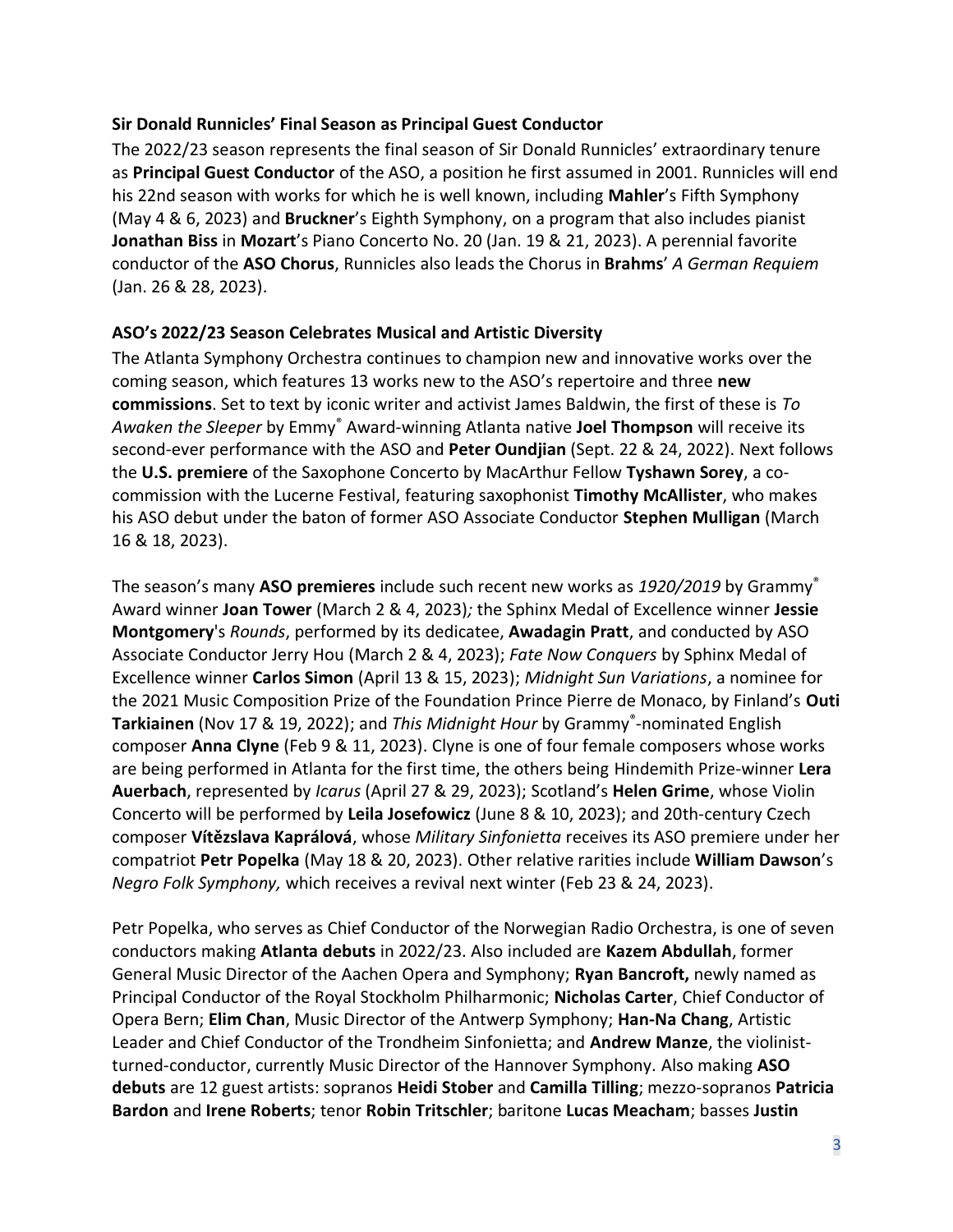**Sir Donald Runnicles' Final Season as Principal Guest Conductor**

The 2022/23 season represents the final season of Sir Donald Runnicles' extraordinary tenure as **Principal Guest Conductor** of the ASO, a position he first assumed in 2001. Runnicles will end his 22nd season with works for which he is well known, including **Mahler**'s Fifth Symphony (May 4 & 6, 2023) and **Bruckner**'s Eighth Symphony, on a program that also includes pianist **Jonathan Biss** in **Mozart**'s Piano Concerto No. 20 (Jan. 19 & 21, 2023). A perennial favorite conductor of the **ASO Chorus**, Runnicles also leads the Chorus in **Brahms**' *A German Requiem* (Jan. 26 & 28, 2023).

**ASO's 2022/23 Season Celebrates Musical and Artistic Diversity**

The Atlanta Symphony Orchestra continues to champion new and innovative works over the coming season, which features 13 works new to the ASO's repertoire and three **new commissions**. Set to text by iconic writer and activist James Baldwin, the first of these is *To Awaken the Sleeper* by Emmy® Award-winning Atlanta native **Joel Thompson** will receive its second-ever performance with the ASO and **Peter Oundjian** (Sept. 22 & 24, 2022). Next follows the **U.S. premiere** of the Saxophone Concerto by MacArthur Fellow **Tyshawn Sorey**, a co-commission with the Lucerne Festival, featuring saxophonist **Timothy McAllister**, who makes his ASO debut under the baton of former ASO Associate Conductor **Stephen Mulligan** (March 16 & 18, 2023).

The season's many **ASO premieres** include such recent new works as *1920/2019* by Grammy® Award winner **Joan Tower** (March 2 & 4, 2023)*;* the Sphinx Medal of Excellence winner **Jessie Montgomery**'s *Rounds*, performed by its dedicatee, **Awadagin Pratt**, and conducted by ASO Associate Conductor Jerry Hou (March 2 & 4, 2023); *Fate Now Conquers* by Sphinx Medal of Excellence winner **Carlos Simon** (April 13 & 15, 2023); *Midnight Sun Variations*, a nominee for the 2021 Music Composition Prize of the Foundation Prince Pierre de Monaco, by Finland's **Outi Tarkiainen** (Nov 17 & 19, 2022); and *This Midnight Hour* by Grammy®-nominated English composer **Anna Clyne** (Feb 9 & 11, 2023). Clyne is one of four female composers whose works are being performed in Atlanta for the first time, the others being Hindemith Prize-winner **Lera Auerbach**, represented by *Icarus* (April 27 & 29, 2023); Scotland's **Helen Grime**, whose Violin Concerto will be performed by **Leila Josefowicz** (June 8 & 10, 2023); and 20th-century Czech composer **Vítězslava Kaprálová**, whose *Military Sinfonietta* receives its ASO premiere under her compatriot **Petr Popelka** (May 18 & 20, 2023). Other relative rarities include **William Dawson**'s *Negro Folk Symphony,* which receives a revival next winter (Feb 23 & 24, 2023).

Petr Popelka, who serves as Chief Conductor of the Norwegian Radio Orchestra, is one of seven conductors making **Atlanta debuts** in 2022/23. Also included are **Kazem Abdullah**, former General Music Director of the Aachen Opera and Symphony; **Ryan Bancroft,** newly named as Principal Conductor of the Royal Stockholm Philharmonic; **Nicholas Carter**, Chief Conductor of Opera Bern; **Elim Chan**, Music Director of the Antwerp Symphony; **Han-Na Chang**, Artistic Leader and Chief Conductor of the Trondheim Sinfonietta; and **Andrew Manze**, the violinist-turned-conductor, currently Music Director of the Hannover Symphony. Also making **ASO debuts** are 12 guest artists: sopranos **Heidi Stober** and **Camilla Tilling**; mezzo-sopranos **Patricia Bardon** and **Irene Roberts**; tenor **Robin Tritschler**; baritone **Lucas Meacham**; basses **Justin**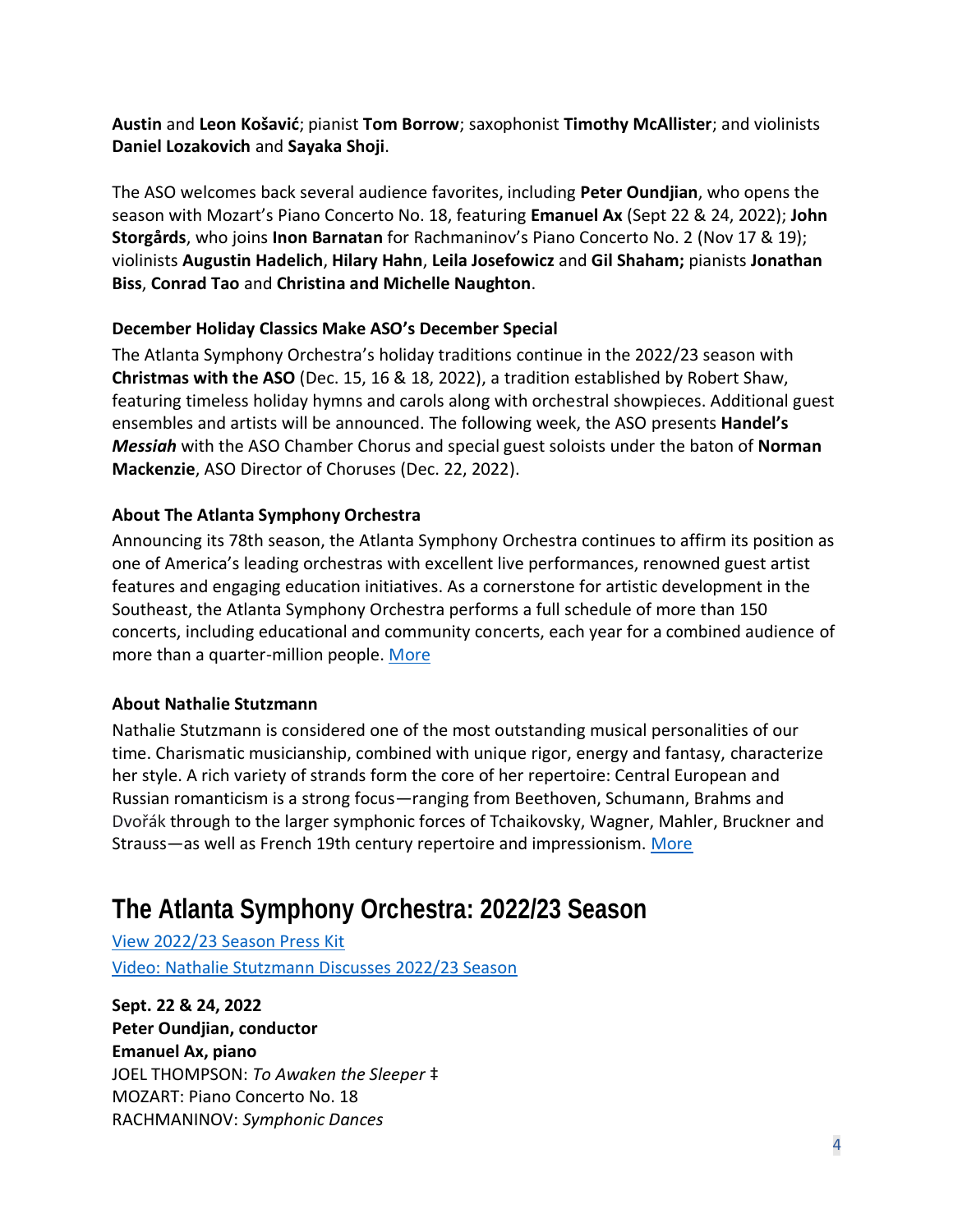**Austin** and **Leon Košavić**; pianist **Tom Borrow**; saxophonist **Timothy McAllister**; and violinists **Daniel Lozakovich** and **Sayaka Shoji**.

The ASO welcomes back several audience favorites, including **Peter Oundjian**, who opens the season with Mozart's Piano Concerto No. 18, featuring **Emanuel Ax** (Sept 22 & 24, 2022); **John Storgårds**, who joins **Inon Barnatan** for Rachmaninov's Piano Concerto No. 2 (Nov 17 & 19); violinists **Augustin Hadelich**, **Hilary Hahn**, **Leila Josefowicz** and **Gil Shaham;** pianists **Jonathan Biss**, **Conrad Tao** and **Christina and Michelle Naughton**.

### December Holiday Classics Make ASO's December Special

The Atlanta Symphony Orchestra's holiday traditions continue in the 2022/23 season with **Christmas with the ASO** (Dec. 15, 16 & 18, 2022), a tradition established by Robert Shaw, featuring timeless holiday hymns and carols along with orchestral showpieces. Additional guest ensembles and artists will be announced. The following week, the ASO presents **Handel's *Messiah*** with the ASO Chamber Chorus and special guest soloists under the baton of **Norman Mackenzie**, ASO Director of Choruses (Dec. 22, 2022).

### About The Atlanta Symphony Orchestra

Announcing its 78th season, the Atlanta Symphony Orchestra continues to affirm its position as one of America's leading orchestras with excellent live performances, renowned guest artist features and engaging education initiatives. As a cornerstone for artistic development in the Southeast, the Atlanta Symphony Orchestra performs a full schedule of more than 150 concerts, including educational and community concerts, each year for a combined audience of more than a quarter-million people. More

### About Nathalie Stutzmann

Nathalie Stutzmann is considered one of the most outstanding musical personalities of our time. Charismatic musicianship, combined with unique rigor, energy and fantasy, characterize her style. A rich variety of strands form the core of her repertoire: Central European and Russian romanticism is a strong focus—ranging from Beethoven, Schumann, Brahms and Dvořák through to the larger symphonic forces of Tchaikovsky, Wagner, Mahler, Bruckner and Strauss—as well as French 19th century repertoire and impressionism. More

## The Atlanta Symphony Orchestra: 2022/23 Season

View 2022/23 Season Press Kit
Video: Nathalie Stutzmann Discusses 2022/23 Season

**Sept. 22 & 24, 2022**
**Peter Oundjian, conductor**
**Emanuel Ax, piano**
JOEL THOMPSON: *To Awaken the Sleeper* ‡
MOZART: Piano Concerto No. 18
RACHMANINOV: *Symphonic Dances*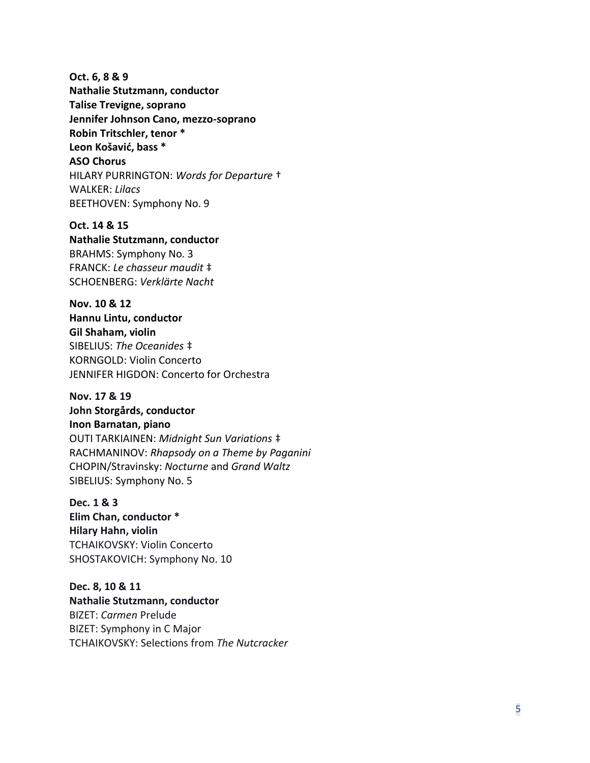**Oct. 6, 8 & 9**
**Nathalie Stutzmann, conductor**
**Talise Trevigne, soprano**
**Jennifer Johnson Cano, mezzo-soprano**
**Robin Tritschler, tenor ***
**Leon Košavić, bass ***
**ASO Chorus**
HILARY PURRINGTON: *Words for Departure* †
WALKER: *Lilacs*
BEETHOVEN: Symphony No. 9

**Oct. 14 & 15**
**Nathalie Stutzmann, conductor**
BRAHMS: Symphony No. 3
FRANCK: *Le chasseur maudit* ‡
SCHOENBERG: *Verklärte Nacht*

**Nov. 10 & 12**
**Hannu Lintu, conductor**
**Gil Shaham, violin**
SIBELIUS: *The Oceanides* ‡
KORNGOLD: Violin Concerto
JENNIFER HIGDON: Concerto for Orchestra

**Nov. 17 & 19**
**John Storgårds, conductor**
**Inon Barnatan, piano**
OUTI TARKIAINEN: *Midnight Sun Variations* ‡
RACHMANINOV: *Rhapsody on a Theme by Paganini*
CHOPIN/Stravinsky: *Nocturne* and *Grand Waltz*
SIBELIUS: Symphony No. 5

**Dec. 1 & 3**
**Elim Chan, conductor ***
**Hilary Hahn, violin**
TCHAIKOVSKY: Violin Concerto
SHOSTAKOVICH: Symphony No. 10

**Dec. 8, 10 & 11**
**Nathalie Stutzmann, conductor**
BIZET: *Carmen* Prelude
BIZET: Symphony in C Major
TCHAIKOVSKY: Selections from *The Nutcracker*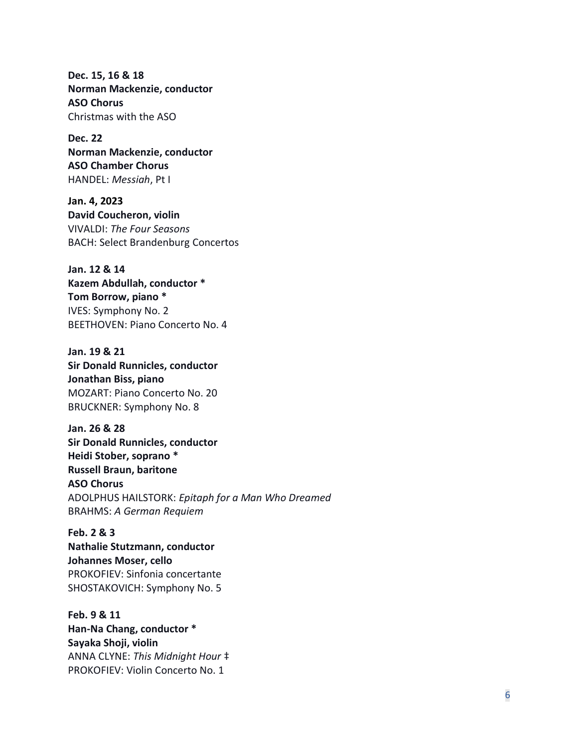**Dec. 15, 16 & 18**
**Norman Mackenzie, conductor**
**ASO Chorus**
Christmas with the ASO

**Dec. 22**
**Norman Mackenzie, conductor**
**ASO Chamber Chorus**
HANDEL: *Messiah*, Pt I

**Jan. 4, 2023**
**David Coucheron, violin**
VIVALDI: *The Four Seasons*
BACH: Select Brandenburg Concertos

**Jan. 12 & 14**
**Kazem Abdullah, conductor ***
**Tom Borrow, piano ***
IVES: Symphony No. 2
BEETHOVEN: Piano Concerto No. 4

**Jan. 19 & 21**
**Sir Donald Runnicles, conductor**
**Jonathan Biss, piano**
MOZART: Piano Concerto No. 20
BRUCKNER: Symphony No. 8

**Jan. 26 & 28**
**Sir Donald Runnicles, conductor**
**Heidi Stober, soprano ***
**Russell Braun, baritone**
**ASO Chorus**
ADOLPHUS HAILSTORK: *Epitaph for a Man Who Dreamed*
BRAHMS: *A German Requiem*

**Feb. 2 & 3**
**Nathalie Stutzmann, conductor**
**Johannes Moser, cello**
PROKOFIEV: Sinfonia concertante
SHOSTAKOVICH: Symphony No. 5

**Feb. 9 & 11**
**Han-Na Chang, conductor ***
**Sayaka Shoji, violin**
ANNA CLYNE: *This Midnight Hour* ‡
PROKOFIEV: Violin Concerto No. 1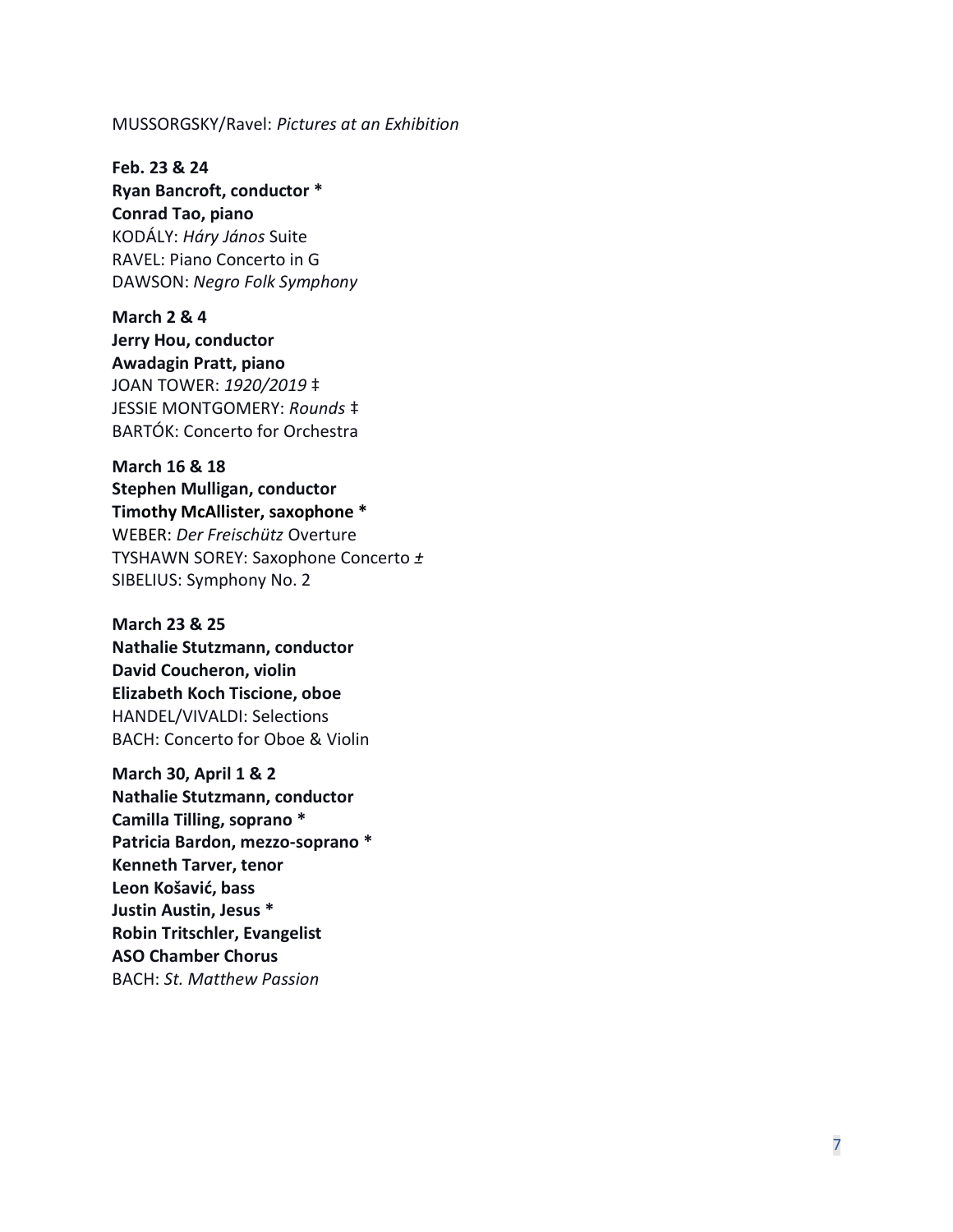MUSSORGSKY/Ravel: *Pictures at an Exhibition*

**Feb. 23 & 24**
**Ryan Bancroft, conductor ***
**Conrad Tao, piano**
KODÁLY: *Háry János* Suite
RAVEL: Piano Concerto in G
DAWSON: *Negro Folk Symphony*

**March 2 & 4**
**Jerry Hou, conductor**
**Awadagin Pratt, piano**
JOAN TOWER: *1920/2019* ‡
JESSIE MONTGOMERY: *Rounds* ‡
BARTÓK: Concerto for Orchestra

**March 16 & 18**
**Stephen Mulligan, conductor**
**Timothy McAllister, saxophone ***
WEBER: *Der Freischütz* Overture
TYSHAWN SOREY: Saxophone Concerto *±*
SIBELIUS: Symphony No. 2

**March 23 & 25**
**Nathalie Stutzmann, conductor**
**David Coucheron, violin**
**Elizabeth Koch Tiscione, oboe**
HANDEL/VIVALDI: Selections
BACH: Concerto for Oboe & Violin

**March 30, April 1 & 2**
**Nathalie Stutzmann, conductor**
**Camilla Tilling, soprano ***
**Patricia Bardon, mezzo-soprano ***
**Kenneth Tarver, tenor**
**Leon Košavić, bass**
**Justin Austin, Jesus ***
**Robin Tritschler, Evangelist**
**ASO Chamber Chorus**
BACH: *St. Matthew Passion*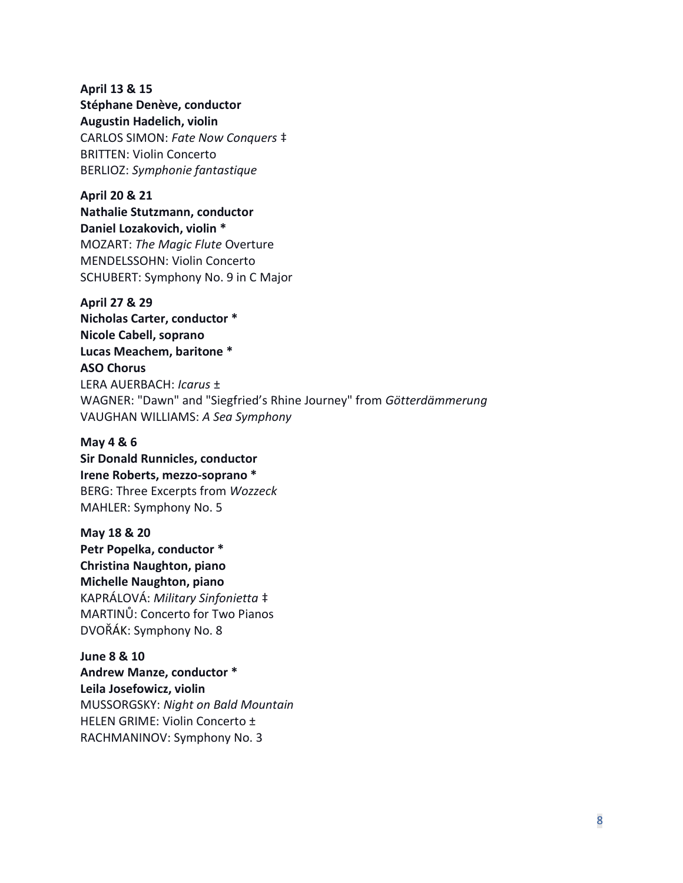**April 13 & 15**
**Stéphane Denève, conductor**
**Augustin Hadelich, violin**
CARLOS SIMON: *Fate Now Conquers* ‡
BRITTEN: Violin Concerto
BERLIOZ: *Symphonie fantastique*

**April 20 & 21**
**Nathalie Stutzmann, conductor**
**Daniel Lozakovich, violin ***
MOZART: *The Magic Flute* Overture
MENDELSSOHN: Violin Concerto
SCHUBERT: Symphony No. 9 in C Major

**April 27 & 29**
**Nicholas Carter, conductor ***
**Nicole Cabell, soprano**
**Lucas Meachem, baritone ***
**ASO Chorus**
LERA AUERBACH: *Icarus* ±
WAGNER: "Dawn" and "Siegfried's Rhine Journey" from *Götterdämmerung*
VAUGHAN WILLIAMS: *A Sea Symphony*

**May 4 & 6**
**Sir Donald Runnicles, conductor**
**Irene Roberts, mezzo-soprano ***
BERG: Three Excerpts from *Wozzeck*
MAHLER: Symphony No. 5

**May 18 & 20**
**Petr Popelka, conductor ***
**Christina Naughton, piano**
**Michelle Naughton, piano**
KAPRÁLOVÁ: *Military Sinfonietta* ‡
MARTINŮ: Concerto for Two Pianos
DVOŘÁK: Symphony No. 8

**June 8 & 10**
**Andrew Manze, conductor ***
**Leila Josefowicz, violin**
MUSSORGSKY: *Night on Bald Mountain*
HELEN GRIME: Violin Concerto ±
RACHMANINOV: Symphony No. 3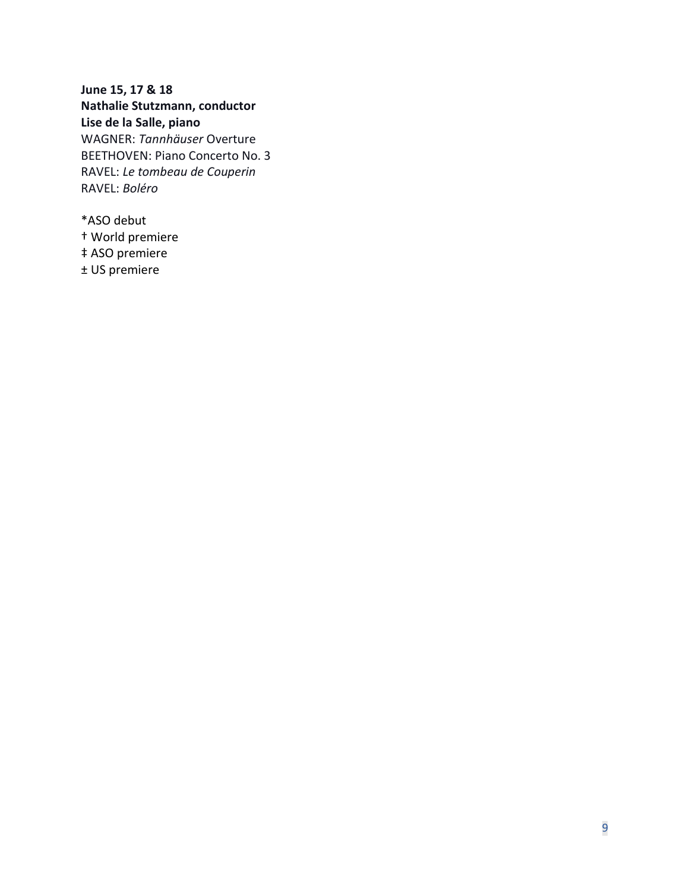**June 15, 17 & 18**
**Nathalie Stutzmann, conductor**
**Lise de la Salle, piano**
WAGNER: *Tannhäuser* Overture
BEETHOVEN: Piano Concerto No. 3
RAVEL: *Le tombeau de Couperin*
RAVEL: *Boléro*

*ASO debut
† World premiere
‡ ASO premiere
± US premiere